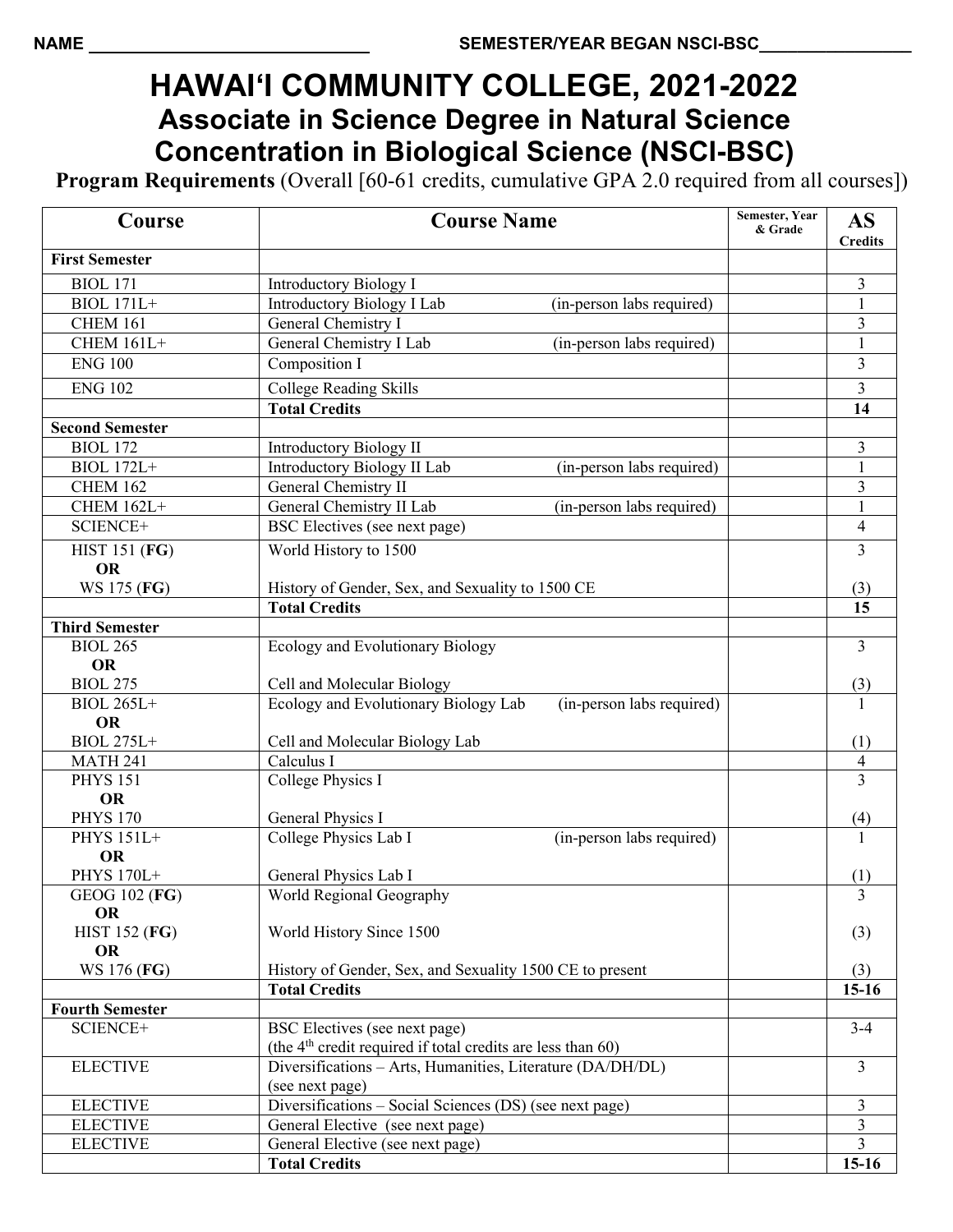NAME ______________________________ SEMESTER/YEAR BEGAN NSCI-BSC________________

# HAWAI'I COMMUNITY COLLEGE, 2021-2022

## Associate in Science Degree in Natural Science

## Concentration in Biological Science (NSCI-BSC)

**Program Requirements** (Overall [60-61 credits, cumulative GPA 2.0 required from all courses])

| Course | Course Name | Semester, Year & Grade | AS Credits |
|---|---|---|---|
| **First Semester** | | | |
| BIOL 171 | Introductory Biology I | | 3 |
| BIOL 171L+ | Introductory Biology I Lab (in-person labs required) | | 1 |
| CHEM 161 | General Chemistry I | | 3 |
| CHEM 161L+ | General Chemistry I Lab (in-person labs required) | | 1 |
| ENG 100 | Composition I | | 3 |
| ENG 102 | College Reading Skills | | 3 |
| | **Total Credits** | | **14** |
| **Second Semester** | | | |
| BIOL 172 | Introductory Biology II | | 3 |
| BIOL 172L+ | Introductory Biology II Lab (in-person labs required) | | 1 |
| CHEM 162 | General Chemistry II | | 3 |
| CHEM 162L+ | General Chemistry II Lab (in-person labs required) | | 1 |
| SCIENCE+ | BSC Electives (see next page) | | 4 |
| HIST 151 (**FG**) **OR** WS 175 (**FG**) | World History to 1500 / History of Gender, Sex, and Sexuality to 1500 CE | | 3 / (3) |
| | **Total Credits** | | **15** |
| **Third Semester** | | | |
| BIOL 265 **OR** BIOL 275 | Ecology and Evolutionary Biology / Cell and Molecular Biology | | 3 / (3) |
| BIOL 265L+ **OR** BIOL 275L+ | Ecology and Evolutionary Biology Lab (in-person labs required) / Cell and Molecular Biology Lab | | 1 / (1) |
| MATH 241 | Calculus I | | 4 |
| PHYS 151 **OR** PHYS 170 | College Physics I / General Physics I | | 3 / (4) |
| PHYS 151L+ **OR** PHYS 170L+ | College Physics Lab I (in-person labs required) / General Physics Lab I | | 1 / (1) |
| GEOG 102 (**FG**) **OR** HIST 152 (**FG**) **OR** WS 176 (**FG**) | World Regional Geography / World History Since 1500 / History of Gender, Sex, and Sexuality 1500 CE to present | | 3 / (3) / (3) |
| | **Total Credits** | | **15-16** |
| **Fourth Semester** | | | |
| SCIENCE+ | BSC Electives (see next page) (the 4th credit required if total credits are less than 60) | | 3-4 |
| ELECTIVE | Diversifications – Arts, Humanities, Literature (DA/DH/DL) (see next page) | | 3 |
| ELECTIVE | Diversifications – Social Sciences (DS) (see next page) | | 3 |
| ELECTIVE | General Elective (see next page) | | 3 |
| ELECTIVE | General Elective (see next page) | | 3 |
| | **Total Credits** | | **15-16** |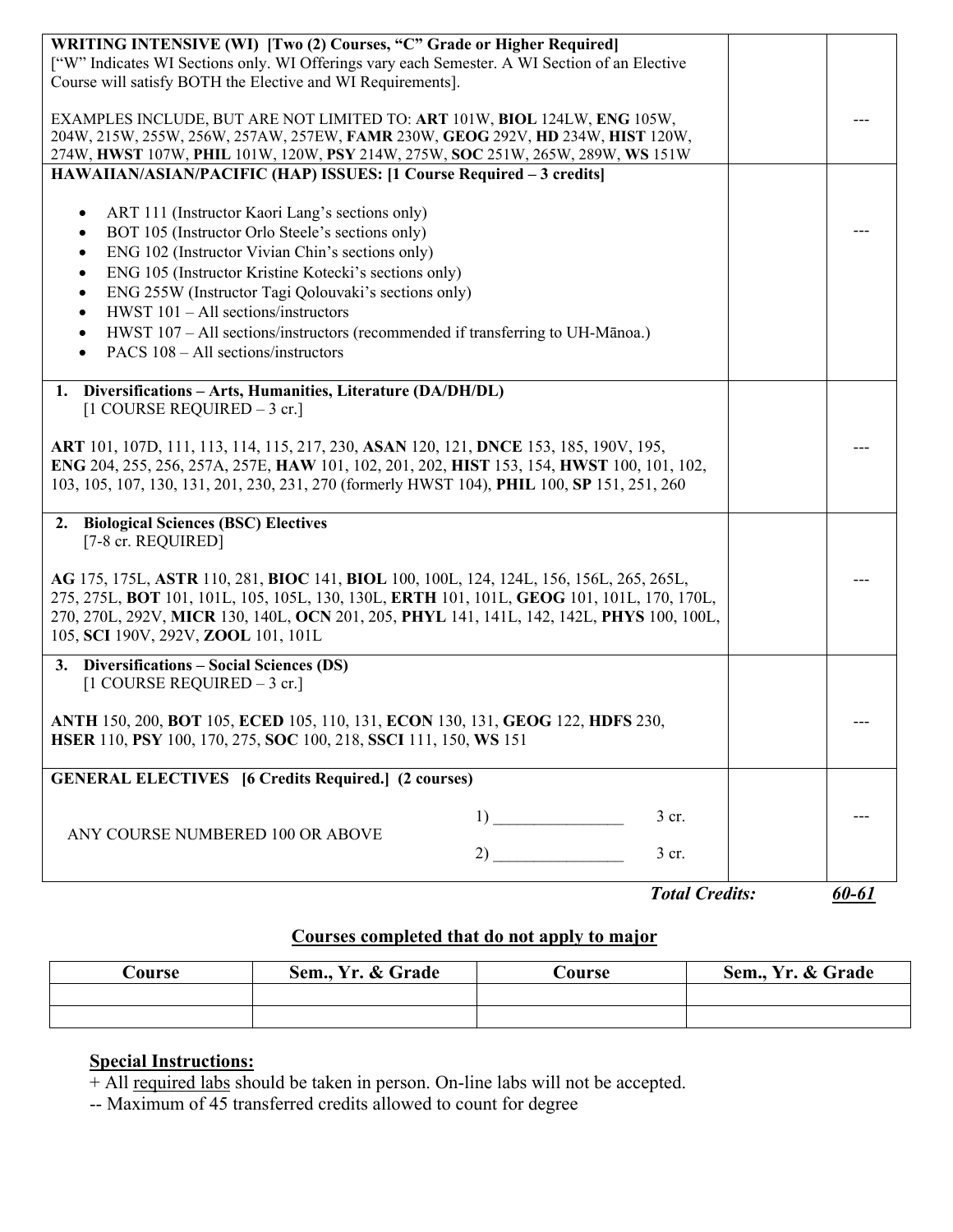| | | |
|---|---|---|
| **WRITING INTENSIVE (WI) [Two (2) Courses, "C" Grade or Higher Required]**<br>["W" Indicates WI Sections only. WI Offerings vary each Semester. A WI Section of an Elective Course will satisfy BOTH the Elective and WI Requirements].<br><br>EXAMPLES INCLUDE, BUT ARE NOT LIMITED TO: **ART** 101W, **BIOL** 124LW, **ENG** 105W, 204W, 215W, 255W, 256W, 257AW, 257EW, **FAMR** 230W, **GEOG** 292V, **HD** 234W, **HIST** 120W, 274W, **HWST** 107W, **PHIL** 101W, 120W, **PSY** 214W, 275W, **SOC** 251W, 265W, 289W, **WS** 151W | | --- |
| **HAWAIIAN/ASIAN/PACIFIC (HAP) ISSUES: [1 Course Required – 3 credits]**<br><br>• ART 111 (Instructor Kaori Lang's sections only)<br>• BOT 105 (Instructor Orlo Steele's sections only)<br>• ENG 102 (Instructor Vivian Chin's sections only)<br>• ENG 105 (Instructor Kristine Kotecki's sections only)<br>• ENG 255W (Instructor Tagi Qolouvaki's sections only)<br>• HWST 101 – All sections/instructors<br>• HWST 107 – All sections/instructors (recommended if transferring to UH-Mānoa.)<br>• PACS 108 – All sections/instructors | | --- |
| **1. Diversifications – Arts, Humanities, Literature (DA/DH/DL)**<br>[1 COURSE REQUIRED – 3 cr.]<br><br>**ART** 101, 107D, 111, 113, 114, 115, 217, 230, **ASAN** 120, 121, **DNCE** 153, 185, 190V, 195, **ENG** 204, 255, 256, 257A, 257E, **HAW** 101, 102, 201, 202, **HIST** 153, 154, **HWST** 100, 101, 102, 103, 105, 107, 130, 131, 201, 230, 231, 270 (formerly HWST 104), **PHIL** 100, **SP** 151, 251, 260 | | --- |
| **2. Biological Sciences (BSC) Electives**<br>[7-8 cr. REQUIRED]<br><br>**AG** 175, 175L, **ASTR** 110, 281, **BIOC** 141, **BIOL** 100, 100L, 124, 124L, 156, 156L, 265, 265L, 275, 275L, **BOT** 101, 101L, 105, 105L, 130, 130L, **ERTH** 101, 101L, **GEOG** 101, 101L, 170, 170L, 270, 270L, 292V, **MICR** 130, 140L, **OCN** 201, 205, **PHYL** 141, 141L, 142, 142L, **PHYS** 100, 100L, 105, **SCI** 190V, 292V, **ZOOL** 101, 101L | | --- |
| **3. Diversifications – Social Sciences (DS)**<br>[1 COURSE REQUIRED – 3 cr.]<br><br>**ANTH** 150, 200, **BOT** 105, **ECED** 105, 110, 131, **ECON** 130, 131, **GEOG** 122, **HDFS** 230, **HSER** 110, **PSY** 100, 170, 275, **SOC** 100, 218, **SSCI** 111, 150, **WS** 151 | | --- |
| **GENERAL ELECTIVES [6 Credits Required.] (2 courses)**<br><br>ANY COURSE NUMBERED 100 OR ABOVE<br>1) ________________ 3 cr.<br>2) ________________ 3 cr. | | --- |

***Total Credits:*** ***60-61***

## Courses completed that do not apply to major

| Course | Sem., Yr. & Grade | Course | Sem., Yr. & Grade |
|---|---|---|---|
| | | | |
| | | | |

**Special Instructions:**

+ All required labs should be taken in person. On-line labs will not be accepted.

-- Maximum of 45 transferred credits allowed to count for degree